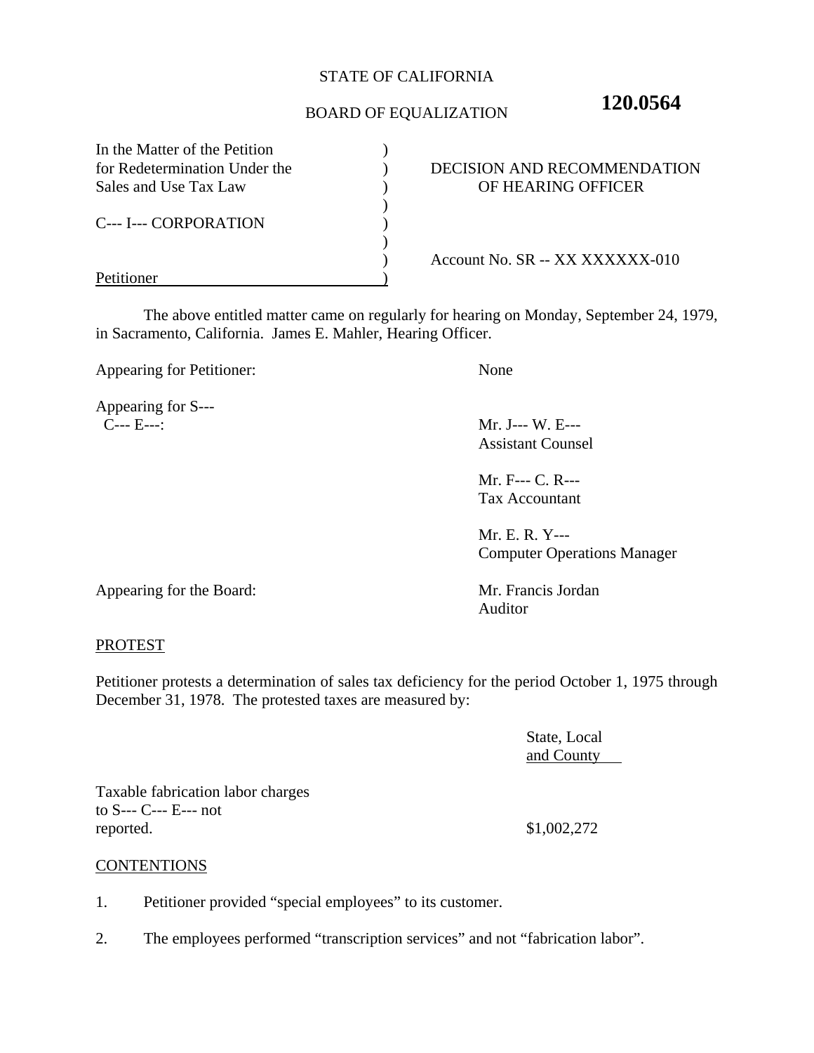STATE OF CALIFORNIA

BOARD OF EQUALIZATION

**120.0564**

| | |
|---|---|
| In the Matter of the Petition for Redetermination Under the Sales and Use Tax Law | DECISION AND RECOMMENDATION OF HEARING OFFICER |
| C--- I--- CORPORATION | |
| Petitioner | Account No. SR -- XX XXXXXX-010 |

The above entitled matter came on regularly for hearing on Monday, September 24, 1979, in Sacramento, California. James E. Mahler, Hearing Officer.

| | |
|---|---|
| Appearing for Petitioner: | None |
| Appearing for S--- C--- E---: | Mr. J--- W. E---<br>Assistant Counsel |
| | Mr. F--- C. R---<br>Tax Accountant |
| | Mr. E. R. Y---<br>Computer Operations Manager |
| Appearing for the Board: | Mr. Francis Jordan<br>Auditor |

## PROTEST

Petitioner protests a determination of sales tax deficiency for the period October 1, 1975 through December 31, 1978. The protested taxes are measured by:

| | State, Local and County |
|---|---|
| Taxable fabrication labor charges to S--- C--- E--- not reported. | $1,002,272 |

## CONTENTIONS

1. Petitioner provided "special employees" to its customer.
2. The employees performed "transcription services" and not "fabrication labor".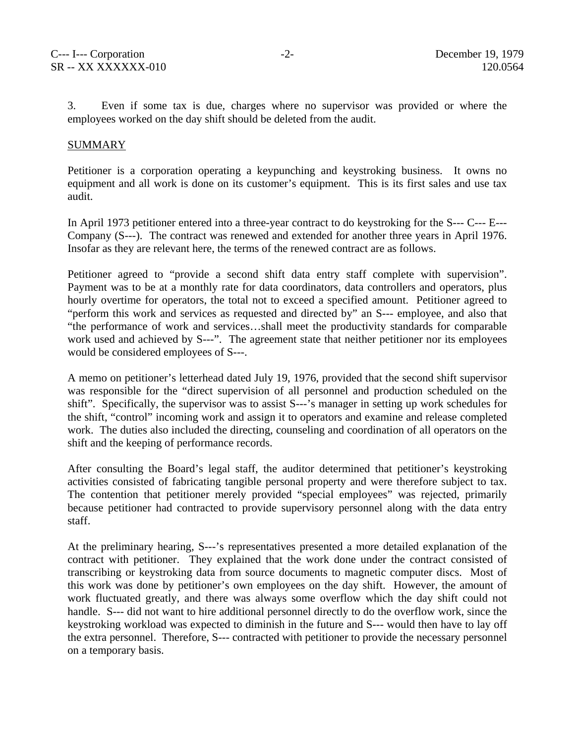3. Even if some tax is due, charges where no supervisor was provided or where the employees worked on the day shift should be deleted from the audit.

## SUMMARY

Petitioner is a corporation operating a keypunching and keystroking business. It owns no equipment and all work is done on its customer's equipment. This is its first sales and use tax audit.

In April 1973 petitioner entered into a three-year contract to do keystroking for the S--- C--- E--- Company (S---). The contract was renewed and extended for another three years in April 1976. Insofar as they are relevant here, the terms of the renewed contract are as follows.

Petitioner agreed to "provide a second shift data entry staff complete with supervision". Payment was to be at a monthly rate for data coordinators, data controllers and operators, plus hourly overtime for operators, the total not to exceed a specified amount. Petitioner agreed to "perform this work and services as requested and directed by" an S--- employee, and also that "the performance of work and services…shall meet the productivity standards for comparable work used and achieved by S---". The agreement state that neither petitioner nor its employees would be considered employees of S---.

A memo on petitioner's letterhead dated July 19, 1976, provided that the second shift supervisor was responsible for the "direct supervision of all personnel and production scheduled on the shift". Specifically, the supervisor was to assist S---'s manager in setting up work schedules for the shift, "control" incoming work and assign it to operators and examine and release completed work. The duties also included the directing, counseling and coordination of all operators on the shift and the keeping of performance records.

After consulting the Board's legal staff, the auditor determined that petitioner's keystroking activities consisted of fabricating tangible personal property and were therefore subject to tax. The contention that petitioner merely provided "special employees" was rejected, primarily because petitioner had contracted to provide supervisory personnel along with the data entry staff.

At the preliminary hearing, S---'s representatives presented a more detailed explanation of the contract with petitioner. They explained that the work done under the contract consisted of transcribing or keystroking data from source documents to magnetic computer discs. Most of this work was done by petitioner's own employees on the day shift. However, the amount of work fluctuated greatly, and there was always some overflow which the day shift could not handle. S--- did not want to hire additional personnel directly to do the overflow work, since the keystroking workload was expected to diminish in the future and S--- would then have to lay off the extra personnel. Therefore, S--- contracted with petitioner to provide the necessary personnel on a temporary basis.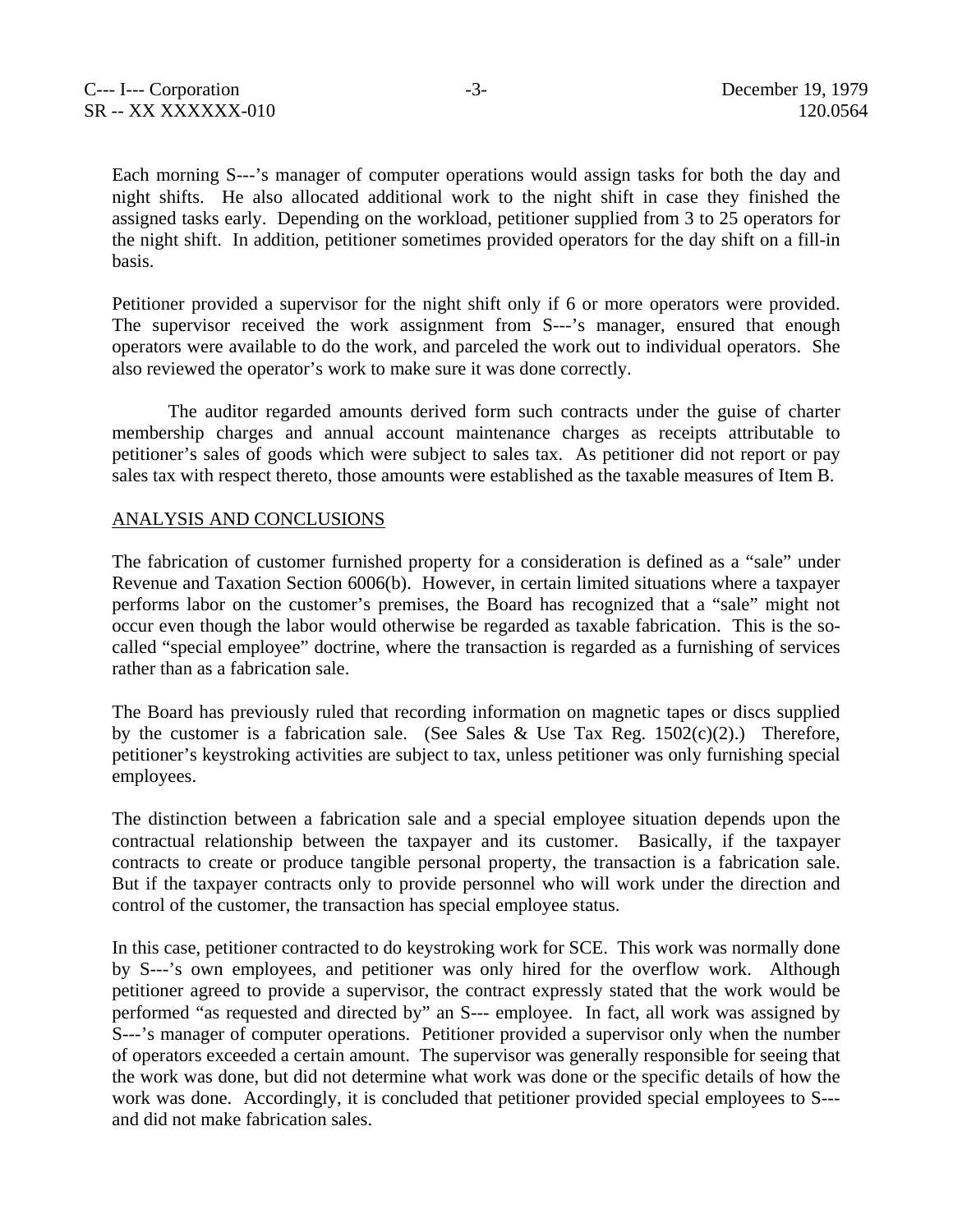Each morning S---'s manager of computer operations would assign tasks for both the day and night shifts. He also allocated additional work to the night shift in case they finished the assigned tasks early. Depending on the workload, petitioner supplied from 3 to 25 operators for the night shift. In addition, petitioner sometimes provided operators for the day shift on a fill-in basis.

Petitioner provided a supervisor for the night shift only if 6 or more operators were provided. The supervisor received the work assignment from S---'s manager, ensured that enough operators were available to do the work, and parceled the work out to individual operators. She also reviewed the operator's work to make sure it was done correctly.

The auditor regarded amounts derived form such contracts under the guise of charter membership charges and annual account maintenance charges as receipts attributable to petitioner's sales of goods which were subject to sales tax. As petitioner did not report or pay sales tax with respect thereto, those amounts were established as the taxable measures of Item B.

## ANALYSIS AND CONCLUSIONS

The fabrication of customer furnished property for a consideration is defined as a "sale" under Revenue and Taxation Section 6006(b). However, in certain limited situations where a taxpayer performs labor on the customer's premises, the Board has recognized that a "sale" might not occur even though the labor would otherwise be regarded as taxable fabrication. This is the so-called "special employee" doctrine, where the transaction is regarded as a furnishing of services rather than as a fabrication sale.

The Board has previously ruled that recording information on magnetic tapes or discs supplied by the customer is a fabrication sale. (See Sales & Use Tax Reg. 1502(c)(2).) Therefore, petitioner's keystroking activities are subject to tax, unless petitioner was only furnishing special employees.

The distinction between a fabrication sale and a special employee situation depends upon the contractual relationship between the taxpayer and its customer. Basically, if the taxpayer contracts to create or produce tangible personal property, the transaction is a fabrication sale. But if the taxpayer contracts only to provide personnel who will work under the direction and control of the customer, the transaction has special employee status.

In this case, petitioner contracted to do keystroking work for SCE. This work was normally done by S---'s own employees, and petitioner was only hired for the overflow work. Although petitioner agreed to provide a supervisor, the contract expressly stated that the work would be performed "as requested and directed by" an S--- employee. In fact, all work was assigned by S---'s manager of computer operations. Petitioner provided a supervisor only when the number of operators exceeded a certain amount. The supervisor was generally responsible for seeing that the work was done, but did not determine what work was done or the specific details of how the work was done. Accordingly, it is concluded that petitioner provided special employees to S--- and did not make fabrication sales.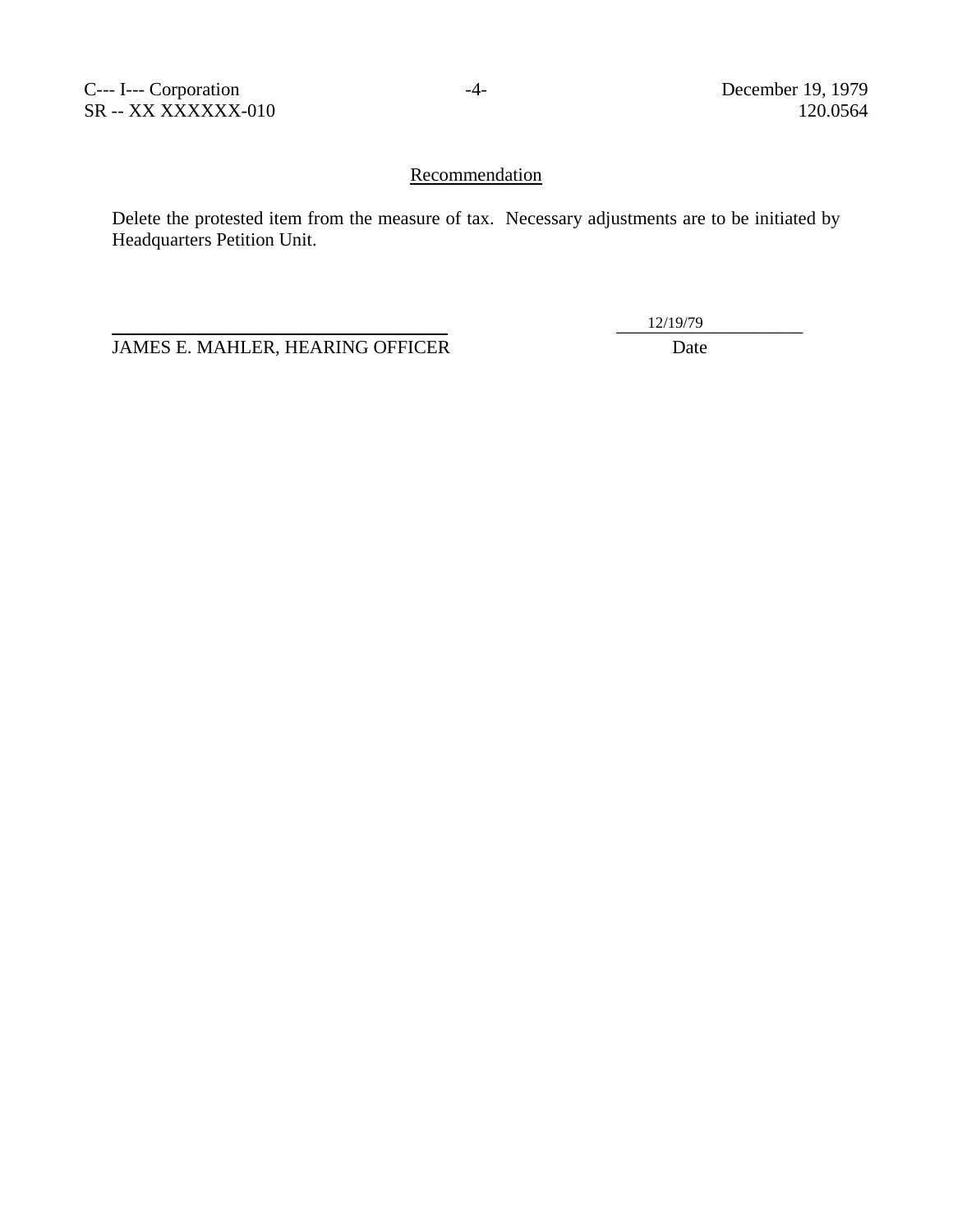## Recommendation

Delete the protested item from the measure of tax. Necessary adjustments are to be initiated by Headquarters Petition Unit.

JAMES E. MAHLER, HEARING OFFICER

12/19/79
Date